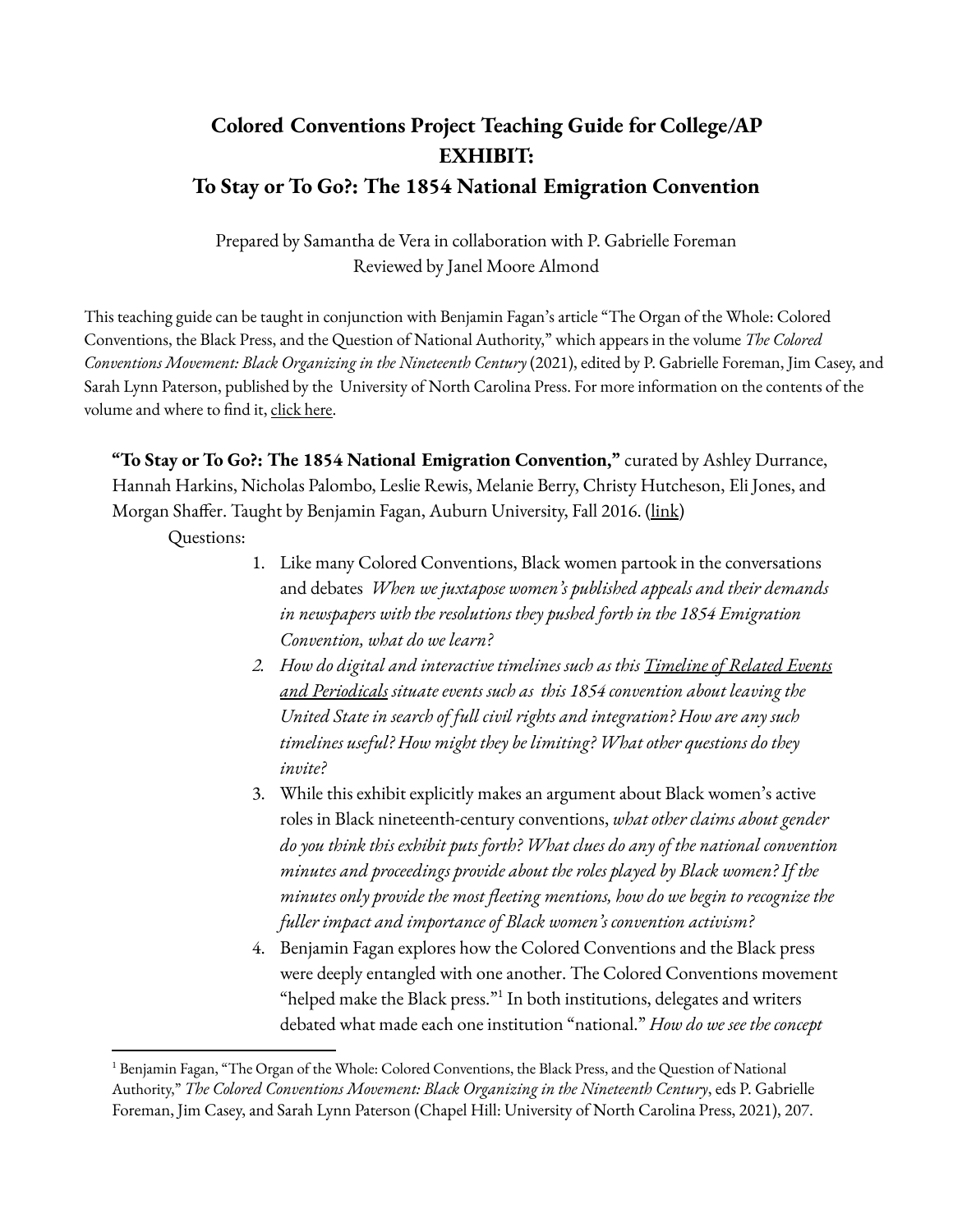# Colored Conventions Project Teaching Guide for College/AP
# EXHIBIT:
# To Stay or To Go?: The 1854 National Emigration Convention

Prepared by Samantha de Vera in collaboration with P. Gabrielle Foreman
Reviewed by Janel Moore Almond

This teaching guide can be taught in conjunction with Benjamin Fagan's article "The Organ of the Whole: Colored Conventions, the Black Press, and the Question of National Authority," which appears in the volume *The Colored Conventions Movement: Black Organizing in the Nineteenth Century* (2021), edited by P. Gabrielle Foreman, Jim Casey, and Sarah Lynn Paterson, published by the University of North Carolina Press. For more information on the contents of the volume and where to find it, click here.

**"To Stay or To Go?: The 1854 National Emigration Convention,"** curated by Ashley Durrance, Hannah Harkins, Nicholas Palombo, Leslie Rewis, Melanie Berry, Christy Hutcheson, Eli Jones, and Morgan Shaffer. Taught by Benjamin Fagan, Auburn University, Fall 2016. (link)

Questions:

1. Like many Colored Conventions, Black women partook in the conversations and debates *When we juxtapose women's published appeals and their demands in newspapers with the resolutions they pushed forth in the 1854 Emigration Convention, what do we learn?*
2. *How do digital and interactive timelines such as this Timeline of Related Events and Periodicals situate events such as this 1854 convention about leaving the United State in search of full civil rights and integration? How are any such timelines useful? How might they be limiting? What other questions do they invite?*
3. While this exhibit explicitly makes an argument about Black women's active roles in Black nineteenth-century conventions, *what other claims about gender do you think this exhibit puts forth? What clues do any of the national convention minutes and proceedings provide about the roles played by Black women? If the minutes only provide the most fleeting mentions, how do we begin to recognize the fuller impact and importance of Black women's convention activism?*
4. Benjamin Fagan explores how the Colored Conventions and the Black press were deeply entangled with one another. The Colored Conventions movement "helped make the Black press."[1] In both institutions, delegates and writers debated what made each one institution "national." *How do we see the concept*

[1] Benjamin Fagan, "The Organ of the Whole: Colored Conventions, the Black Press, and the Question of National Authority," *The Colored Conventions Movement: Black Organizing in the Nineteenth Century*, eds P. Gabrielle Foreman, Jim Casey, and Sarah Lynn Paterson (Chapel Hill: University of North Carolina Press, 2021), 207.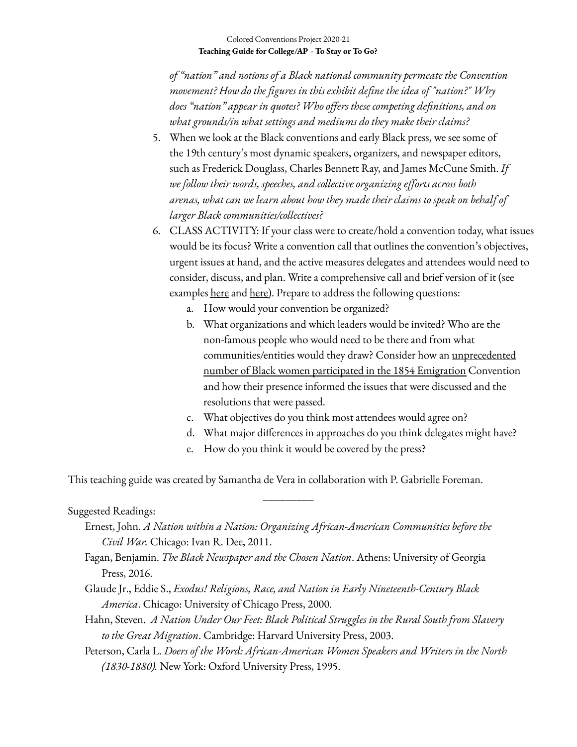*of "nation" and notions of a Black national community permeate the Convention movement? How do the figures in this exhibit define the idea of "nation?" Why does "nation" appear in quotes? Who offers these competing definitions, and on what grounds/in what settings and mediums do they make their claims?*

5. When we look at the Black conventions and early Black press, we see some of the 19th century's most dynamic speakers, organizers, and newspaper editors, such as Frederick Douglass, Charles Bennett Ray, and James McCune Smith. *If we follow their words, speeches, and collective organizing efforts across both arenas, what can we learn about how they made their claims to speak on behalf of larger Black communities/collectives?*
6. CLASS ACTIVITY: If your class were to create/hold a convention today, what issues would be its focus? Write a convention call that outlines the convention's objectives, urgent issues at hand, and the active measures delegates and attendees would need to consider, discuss, and plan. Write a comprehensive call and brief version of it (see examples here and here). Prepare to address the following questions:
   a. How would your convention be organized?
   b. What organizations and which leaders would be invited? Who are the non-famous people who would need to be there and from what communities/entities would they draw? Consider how an unprecedented number of Black women participated in the 1854 Emigration Convention and how their presence informed the issues that were discussed and the resolutions that were passed.
   c. What objectives do you think most attendees would agree on?
   d. What major differences in approaches do you think delegates might have?
   e. How do you think it would be covered by the press?

This teaching guide was created by Samantha de Vera in collaboration with P. Gabrielle Foreman.

---

Suggested Readings:

Ernest, John. *A Nation within a Nation: Organizing African-American Communities before the Civil War.* Chicago: Ivan R. Dee, 2011.

Fagan, Benjamin. *The Black Newspaper and the Chosen Nation*. Athens: University of Georgia Press, 2016.

Glaude Jr., Eddie S., *Exodus! Religions, Race, and Nation in Early Nineteenth-Century Black America*. Chicago: University of Chicago Press, 2000.

Hahn, Steven. *A Nation Under Our Feet: Black Political Struggles in the Rural South from Slavery to the Great Migration*. Cambridge: Harvard University Press, 2003.

Peterson, Carla L. *Doers of the Word: African-American Women Speakers and Writers in the North (1830-1880).* New York: Oxford University Press, 1995.